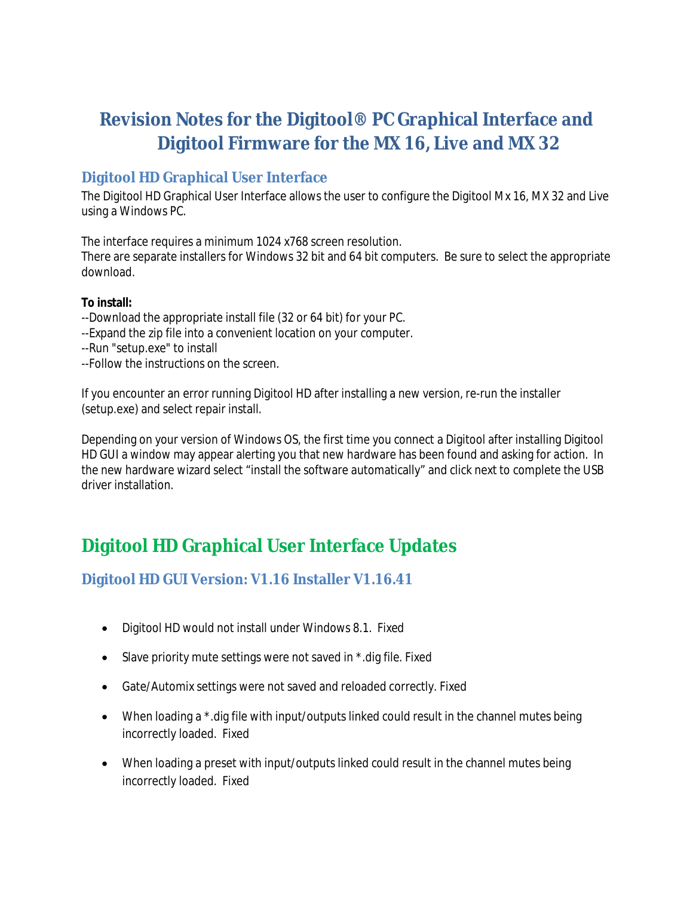# Revision Notes for the Digitool® PC Graphical Interface and Digitool Firmware for the MX 16, Live and MX 32

### Digitool HD Graphical User Interface

The Digitool HD Graphical User Interface allows the user to configure the Digitool Mx 16, MX 32 and Live using a Windows PC.

The interface requires a minimum 1024 x768 screen resolution.
There are separate installers for Windows 32 bit and 64 bit computers. Be sure to select the appropriate download.

**To install:**
--Download the appropriate install file (32 or 64 bit) for your PC.
--Expand the zip file into a convenient location on your computer.
--Run "setup.exe" to install
--Follow the instructions on the screen.

If you encounter an error running Digitool HD after installing a new version, re-run the installer (setup.exe) and select repair install.

Depending on your version of Windows OS, the first time you connect a Digitool after installing Digitool HD GUI a window may appear alerting you that new hardware has been found and asking for action. In the new hardware wizard select "install the software automatically" and click next to complete the USB driver installation.

## Digitool HD Graphical User Interface Updates

### Digitool HD GUI Version: V1.16 Installer V1.16.41

- Digitool HD would not install under Windows 8.1. Fixed
- Slave priority mute settings were not saved in *.dig file. Fixed
- Gate/Automix settings were not saved and reloaded correctly. Fixed
- When loading a *.dig file with input/outputs linked could result in the channel mutes being incorrectly loaded. Fixed
- When loading a preset with input/outputs linked could result in the channel mutes being incorrectly loaded. Fixed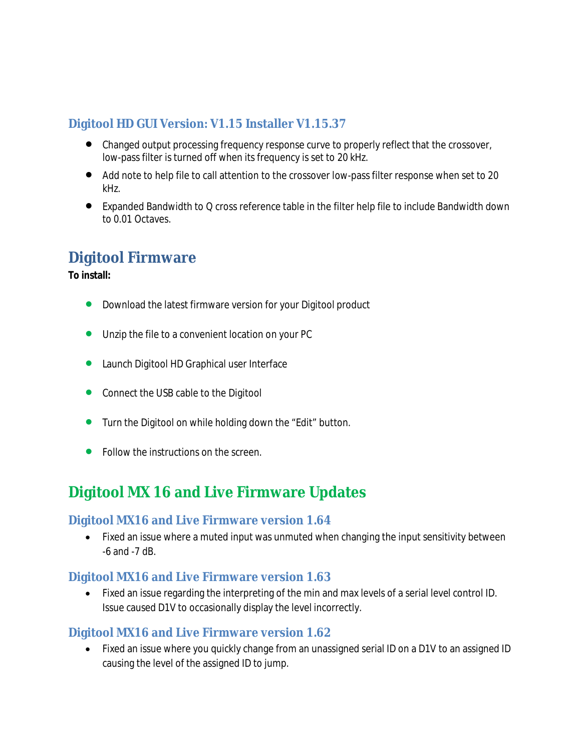### Digitool HD GUI Version: V1.15 Installer V1.15.37

- Changed output processing frequency response curve to properly reflect that the crossover, low-pass filter is turned off when its frequency is set to 20 kHz.
- Add note to help file to call attention to the crossover low-pass filter response when set to 20 kHz.
- Expanded Bandwidth to Q cross reference table in the filter help file to include Bandwidth down to 0.01 Octaves.

## Digitool Firmware

**To install:**

- Download the latest firmware version for your Digitool product
- Unzip the file to a convenient location on your PC
- Launch Digitool HD Graphical user Interface
- Connect the USB cable to the Digitool
- Turn the Digitool on while holding down the “Edit” button.
- Follow the instructions on the screen.

## Digitool MX 16 and Live Firmware Updates

### Digitool MX16 and Live Firmware version 1.64

- Fixed an issue where a muted input was unmuted when changing the input sensitivity between -6 and -7 dB.

### Digitool MX16 and Live Firmware version 1.63

- Fixed an issue regarding the interpreting of the min and max levels of a serial level control ID. Issue caused D1V to occasionally display the level incorrectly.

### Digitool MX16 and Live Firmware version 1.62

- Fixed an issue where you quickly change from an unassigned serial ID on a D1V to an assigned ID causing the level of the assigned ID to jump.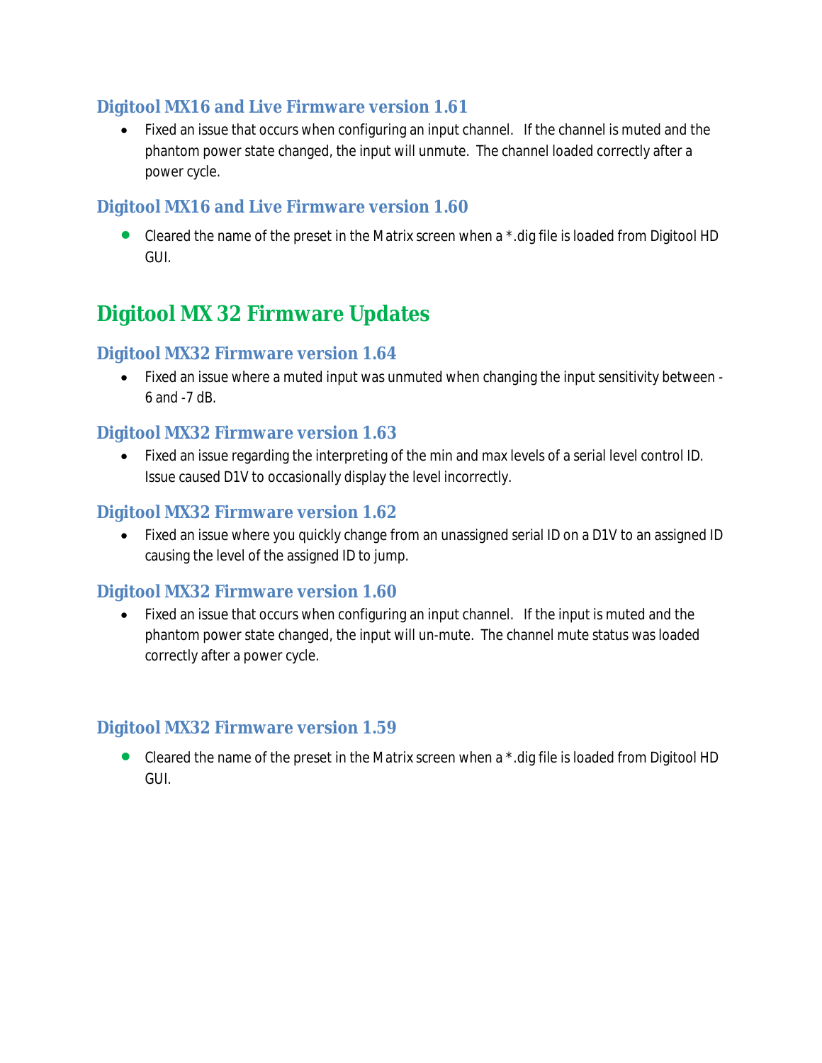### Digitool MX16 and Live Firmware version 1.61

- Fixed an issue that occurs when configuring an input channel.   If the channel is muted and the phantom power state changed, the input will unmute.  The channel loaded correctly after a power cycle.

### Digitool MX16 and Live Firmware version 1.60

- Cleared the name of the preset in the Matrix screen when a *.dig file is loaded from Digitool HD GUI.

## Digitool MX 32 Firmware Updates

### Digitool MX32 Firmware version 1.64

- Fixed an issue where a muted input was unmuted when changing the input sensitivity between -6 and -7 dB.

### Digitool MX32 Firmware version 1.63

- Fixed an issue regarding the interpreting of the min and max levels of a serial level control ID. Issue caused D1V to occasionally display the level incorrectly.

### Digitool MX32 Firmware version 1.62

- Fixed an issue where you quickly change from an unassigned serial ID on a D1V to an assigned ID causing the level of the assigned ID to jump.

### Digitool MX32 Firmware version 1.60

- Fixed an issue that occurs when configuring an input channel.   If the input is muted and the phantom power state changed, the input will un-mute.  The channel mute status was loaded correctly after a power cycle.

### Digitool MX32 Firmware version 1.59

- Cleared the name of the preset in the Matrix screen when a *.dig file is loaded from Digitool HD GUI.